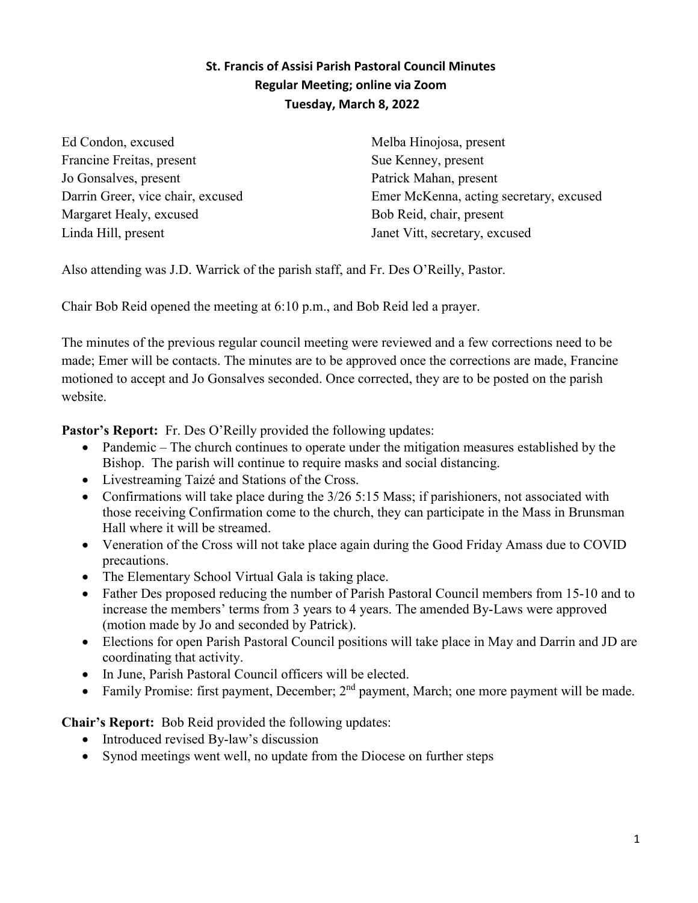# St. Francis of Assisi Parish Pastoral Council Minutes
## Regular Meeting; online via Zoom
## Tuesday, March 8, 2022

Ed Condon, excused
Francine Freitas, present
Jo Gonsalves, present
Darrin Greer, vice chair, excused
Margaret Healy, excused
Linda Hill, present
Melba Hinojosa, present
Sue Kenney, present
Patrick Mahan, present
Emer McKenna, acting secretary, excused
Bob Reid, chair, present
Janet Vitt, secretary, excused

Also attending was J.D. Warrick of the parish staff, and Fr. Des O'Reilly, Pastor.

Chair Bob Reid opened the meeting at 6:10 p.m., and Bob Reid led a prayer.

The minutes of the previous regular council meeting were reviewed and a few corrections need to be made; Emer will be contacts. The minutes are to be approved once the corrections are made, Francine motioned to accept and Jo Gonsalves seconded. Once corrected, they are to be posted on the parish website.

**Pastor's Report:** Fr. Des O'Reilly provided the following updates:

- Pandemic – The church continues to operate under the mitigation measures established by the Bishop. The parish will continue to require masks and social distancing.
- Livestreaming Taizé and Stations of the Cross.
- Confirmations will take place during the 3/26 5:15 Mass; if parishioners, not associated with those receiving Confirmation come to the church, they can participate in the Mass in Brunsman Hall where it will be streamed.
- Veneration of the Cross will not take place again during the Good Friday Amass due to COVID precautions.
- The Elementary School Virtual Gala is taking place.
- Father Des proposed reducing the number of Parish Pastoral Council members from 15-10 and to increase the members' terms from 3 years to 4 years. The amended By-Laws were approved (motion made by Jo and seconded by Patrick).
- Elections for open Parish Pastoral Council positions will take place in May and Darrin and JD are coordinating that activity.
- In June, Parish Pastoral Council officers will be elected.
- Family Promise: first payment, December; 2nd payment, March; one more payment will be made.

**Chair's Report:** Bob Reid provided the following updates:

- Introduced revised By-law's discussion
- Synod meetings went well, no update from the Diocese on further steps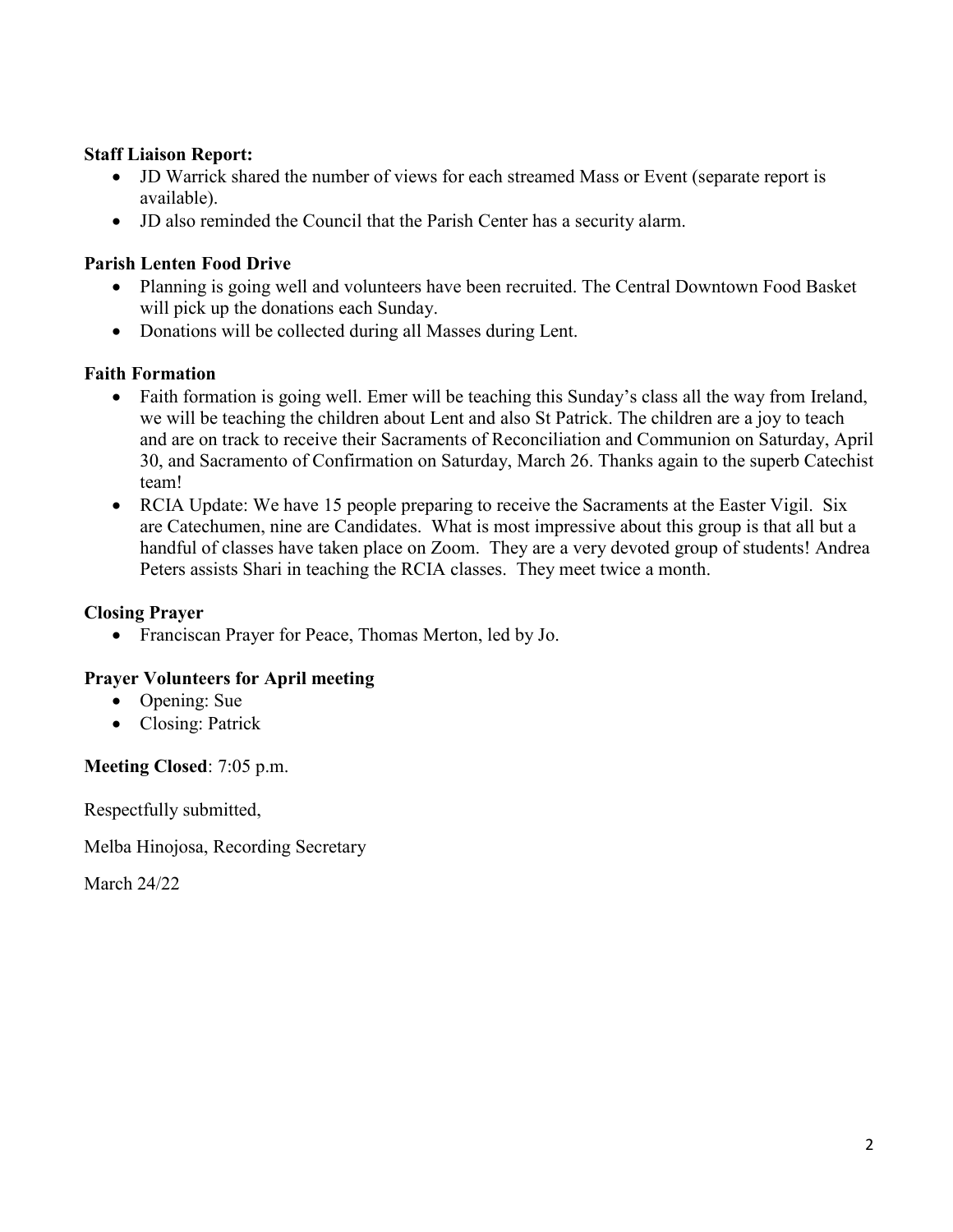**Staff Liaison Report:**

- JD Warrick shared the number of views for each streamed Mass or Event (separate report is available).
- JD also reminded the Council that the Parish Center has a security alarm.

**Parish Lenten Food Drive**

- Planning is going well and volunteers have been recruited. The Central Downtown Food Basket will pick up the donations each Sunday.
- Donations will be collected during all Masses during Lent.

**Faith Formation**

- Faith formation is going well. Emer will be teaching this Sunday's class all the way from Ireland, we will be teaching the children about Lent and also St Patrick. The children are a joy to teach and are on track to receive their Sacraments of Reconciliation and Communion on Saturday, April 30, and Sacramento of Confirmation on Saturday, March 26. Thanks again to the superb Catechist team!
- RCIA Update: We have 15 people preparing to receive the Sacraments at the Easter Vigil. Six are Catechumen, nine are Candidates. What is most impressive about this group is that all but a handful of classes have taken place on Zoom. They are a very devoted group of students! Andrea Peters assists Shari in teaching the RCIA classes. They meet twice a month.

**Closing Prayer**

- Franciscan Prayer for Peace, Thomas Merton, led by Jo.

**Prayer Volunteers for April meeting**

- Opening: Sue
- Closing: Patrick

**Meeting Closed**: 7:05 p.m.

Respectfully submitted,

Melba Hinojosa, Recording Secretary

March 24/22